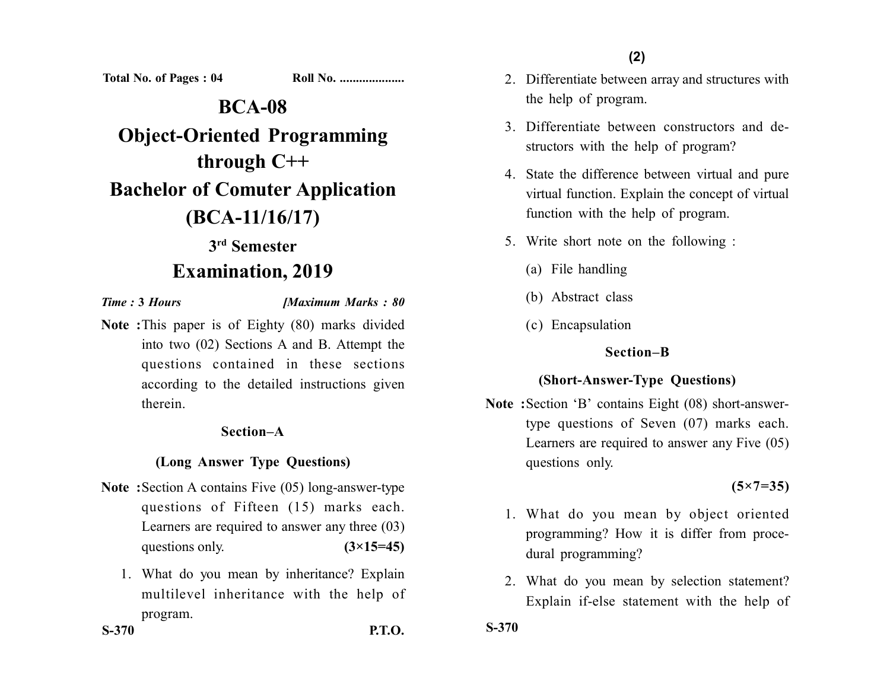Total No. of Pages : 04 Roll No. ....................

# BCA-08

# Object-Oriented Programming through C++

# Bachelor of Comuter Application (BCA-11/16/17)

## 3rd Semester

## Examination, 2019

*Time :* **3** *Hours* *[Maximum Marks : 80*

**Note :** This paper is of Eighty (80) marks divided into two (02) Sections A and B. Attempt the questions contained in these sections according to the detailed instructions given therein.

### Section–A

### (Long Answer Type Questions)

**Note :** Section A contains Five (05) long-answer-type questions of Fifteen (15) marks each. Learners are required to answer any three (03) questions only. **(3×15=45)**

1. What do you mean by inheritance? Explain multilevel inheritance with the help of program.

S-370 P.T.O.

2. Differentiate between array and structures with the help of program.
3. Differentiate between constructors and destructors with the help of program?
4. State the difference between virtual and pure virtual function. Explain the concept of virtual function with the help of program.
5. Write short note on the following :
   - (a) File handling
   - (b) Abstract class
   - (c) Encapsulation

### Section–B

### (Short-Answer-Type Questions)

**Note :** Section 'B' contains Eight (08) short-answer-type questions of Seven (07) marks each. Learners are required to answer any Five (05) questions only.

**(5×7=35)**

1. What do you mean by object oriented programming? How it is differ from procedural programming?
2. What do you mean by selection statement? Explain if-else statement with the help of

S-370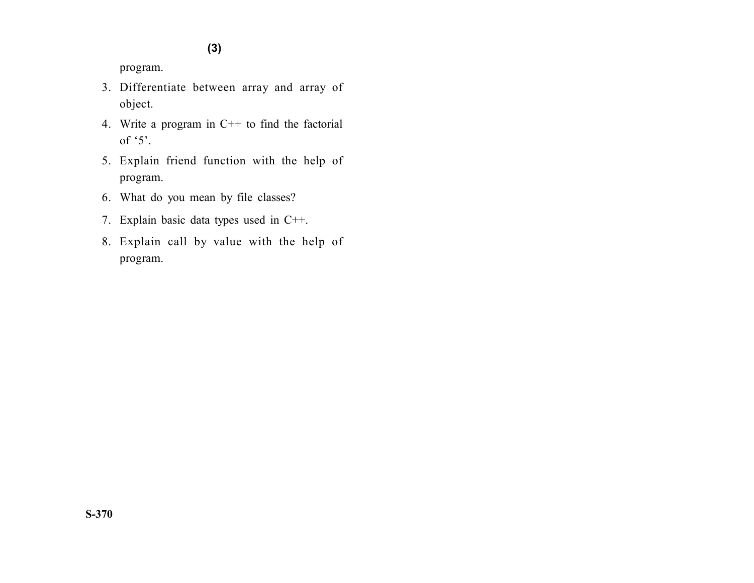program.

3. Differentiate between array and array of object.
4. Write a program in C++ to find the factorial of '5'.
5. Explain friend function with the help of program.
6. What do you mean by file classes?
7. Explain basic data types used in C++.
8. Explain call by value with the help of program.

S-370